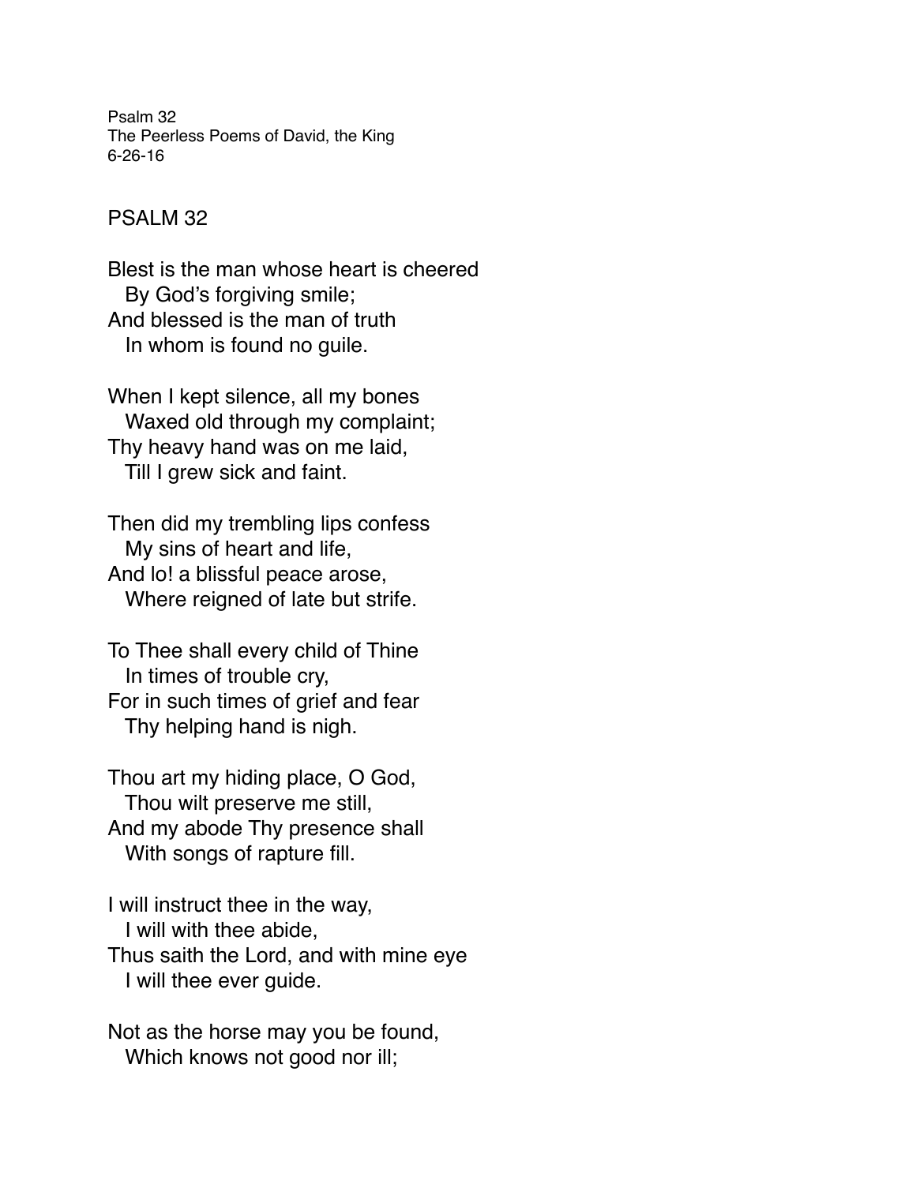Psalm 32
The Peerless Poems of David, the King
6-26-16

## PSALM 32

Blest is the man whose heart is cheered
  By God's forgiving smile;
And blessed is the man of truth
  In whom is found no guile.

When I kept silence, all my bones
  Waxed old through my complaint;
Thy heavy hand was on me laid,
  Till I grew sick and faint.

Then did my trembling lips confess
  My sins of heart and life,
And lo! a blissful peace arose,
  Where reigned of late but strife.

To Thee shall every child of Thine
  In times of trouble cry,
For in such times of grief and fear
  Thy helping hand is nigh.

Thou art my hiding place, O God,
  Thou wilt preserve me still,
And my abode Thy presence shall
  With songs of rapture fill.

I will instruct thee in the way,
  I will with thee abide,
Thus saith the Lord, and with mine eye
  I will thee ever guide.

Not as the horse may you be found,
  Which knows not good nor ill;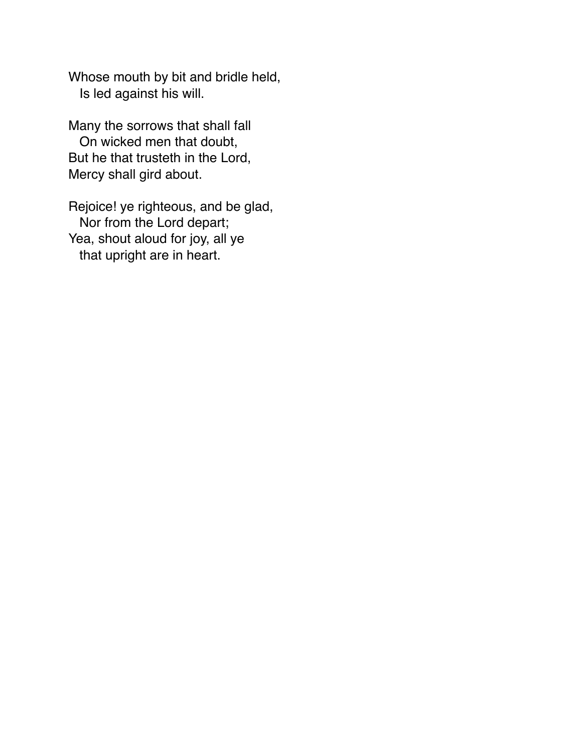Whose mouth by bit and bridle held,
   Is led against his will.

Many the sorrows that shall fall
   On wicked men that doubt,
But he that trusteth in the Lord,
Mercy shall gird about.

Rejoice! ye righteous, and be glad,
   Nor from the Lord depart;
Yea, shout aloud for joy, all ye
   that upright are in heart.